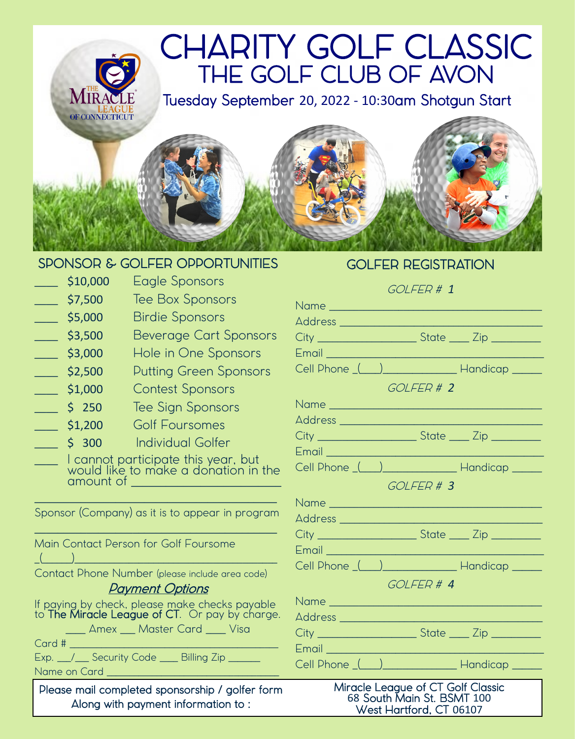# CHARITY GOLF CLASSIC

## THE GOLF CLUB OF AVON

Tuesday September 20, 2022 - 10:30am Shotgun Start

THE MIRACLE LEAGUE OF CONNECTICUT

## SPONSOR & GOLFER OPPORTUNITIES

____ $10,000 Eagle Sponsors
____ $7,500 Tee Box Sponsors
____ $5,000 Birdie Sponsors
____ $3,500 Beverage Cart Sponsors
____ $3,000 Hole in One Sponsors
____ $2,500 Putting Green Sponsors
____ $1,000 Contest Sponsors
____ $ 250 Tee Sign Sponsors
____ $1,200 Golf Foursomes
____ $ 300 Individual Golfer
____ I cannot participate this year, but would like to make a donation in the amount of ____________________

____________________________________
Sponsor (Company) as it is to appear in program

____________________________________
Main Contact Person for Golf Foursome

_(_____)_____________________________
Contact Phone Number (please include area code)

### *Payment Options*

If paying by check, please make checks payable to **The Miracle League of CT**. Or pay by charge.

____ Amex ___ Master Card ____ Visa

Card # ______________________________

Exp. ___/___ Security Code ____ Billing Zip ______

Name on Card ________________________

## GOLFER REGISTRATION

*GOLFER # 1*

Name ______________________________
Address ____________________________
City ______________ State ____ Zip ________
Email ______________________________
Cell Phone _(___)__________ Handicap _____

*GOLFER # 2*

Name ______________________________
Address ____________________________
City ______________ State ____ Zip ________
Email ______________________________
Cell Phone _(___)__________ Handicap _____

*GOLFER # 3*

Name ______________________________
Address ____________________________
City ______________ State ____ Zip ________
Email ______________________________
Cell Phone _(___)__________ Handicap _____

*GOLFER # 4*

Name ______________________________
Address ____________________________
City ______________ State ____ Zip ________
Email ______________________________
Cell Phone _(___)__________ Handicap _____

**Please mail completed sponsorship / golfer form Along with payment information to :**

Miracle League of CT Golf Classic
68 South Main St. BSMT 100
West Hartford, CT 06107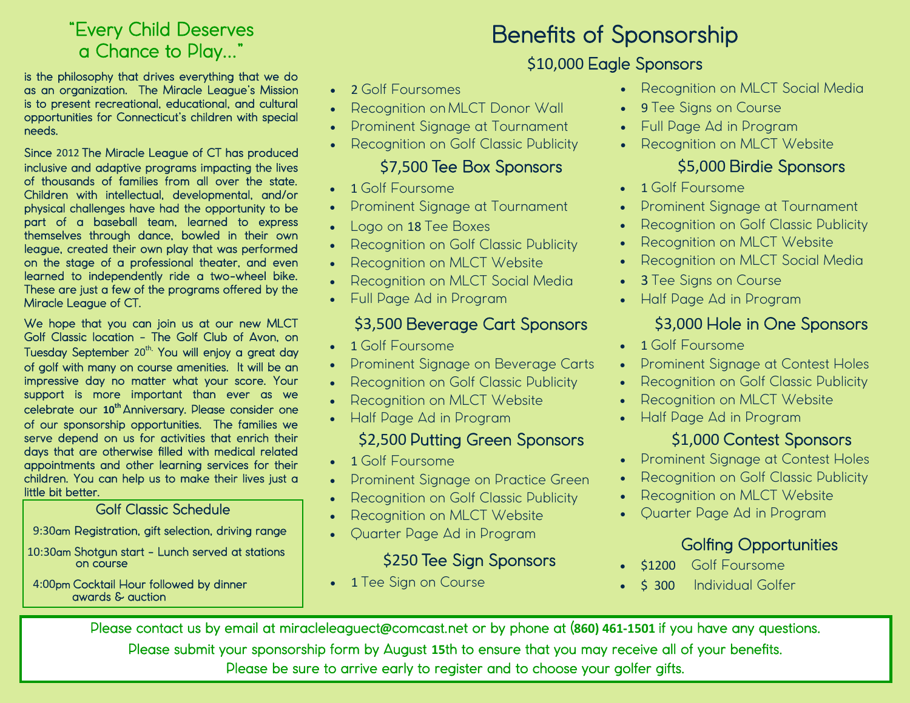## "Every Child Deserves a Chance to Play..."

is the philosophy that drives everything that we do as an organization. The Miracle League's Mission is to present recreational, educational, and cultural opportunities for Connecticut's children with special needs.

Since 2012 The Miracle League of CT has produced inclusive and adaptive programs impacting the lives of thousands of families from all over the state. Children with intellectual, developmental, and/or physical challenges have had the opportunity to be part of a baseball team, learned to express themselves through dance, bowled in their own league, created their own play that was performed on the stage of a professional theater, and even learned to independently ride a two-wheel bike. These are just a few of the programs offered by the Miracle League of CT.

We hope that you can join us at our new MLCT Golf Classic location – The Golf Club of Avon, on Tuesday September 20th. You will enjoy a great day of golf with many on course amenities. It will be an impressive day no matter what your score. Your support is more important than ever as we celebrate our 10th Anniversary. Please consider one of our sponsorship opportunities. The families we serve depend on us for activities that enrich their days that are otherwise filled with medical related appointments and other learning services for their children. You can help us to make their lives just a little bit better.

### Golf Classic Schedule

9:30am Registration, gift selection, driving range

10:30am Shotgun start – Lunch served at stations on course

4:00pm Cocktail Hour followed by dinner awards & auction

# Benefits of Sponsorship

### $10,000 Eagle Sponsors

- 2 Golf Foursomes
- Recognition on MLCT Donor Wall
- Prominent Signage at Tournament
- Recognition on Golf Classic Publicity
- Recognition on MLCT Social Media
- 9 Tee Signs on Course
- Full Page Ad in Program
- Recognition on MLCT Website

### $7,500 Tee Box Sponsors

- 1 Golf Foursome
- Prominent Signage at Tournament
- Logo on 18 Tee Boxes
- Recognition on Golf Classic Publicity
- Recognition on MLCT Website
- Recognition on MLCT Social Media
- Full Page Ad in Program

### $3,500 Beverage Cart Sponsors

- 1 Golf Foursome
- Prominent Signage on Beverage Carts
- Recognition on Golf Classic Publicity
- Recognition on MLCT Website
- Half Page Ad in Program

### $2,500 Putting Green Sponsors

- 1 Golf Foursome
- Prominent Signage on Practice Green
- Recognition on Golf Classic Publicity
- Recognition on MLCT Website
- Quarter Page Ad in Program

### $250 Tee Sign Sponsors

- 1 Tee Sign on Course

### $5,000 Birdie Sponsors

- 1 Golf Foursome
- Prominent Signage at Tournament
- Recognition on Golf Classic Publicity
- Recognition on MLCT Website
- Recognition on MLCT Social Media
- 3 Tee Signs on Course
- Half Page Ad in Program

### $3,000 Hole in One Sponsors

- 1 Golf Foursome
- Prominent Signage at Contest Holes
- Recognition on Golf Classic Publicity
- Recognition on MLCT Website
- Half Page Ad in Program

### $1,000 Contest Sponsors

- Prominent Signage at Contest Holes
- Recognition on Golf Classic Publicity
- Recognition on MLCT Website
- Quarter Page Ad in Program

### Golfing Opportunities

- $1200 Golf Foursome
- $ 300 Individual Golfer

Please contact us by email at miracleleaguect@comcast.net or by phone at (860) 461-1501 if you have any questions.

Please submit your sponsorship form by August 15th to ensure that you may receive all of your benefits.

Please be sure to arrive early to register and to choose your golfer gifts.